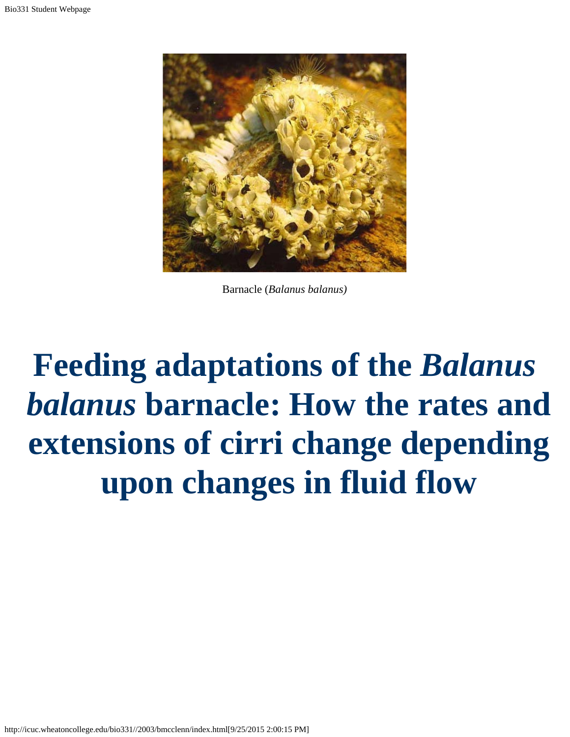Barnacle (*Balanus balanus)*

# Feeding adaptations of the *Balanus balanus* barnacle: How the rates and extensions of cirri change depending upon changes in fluid flow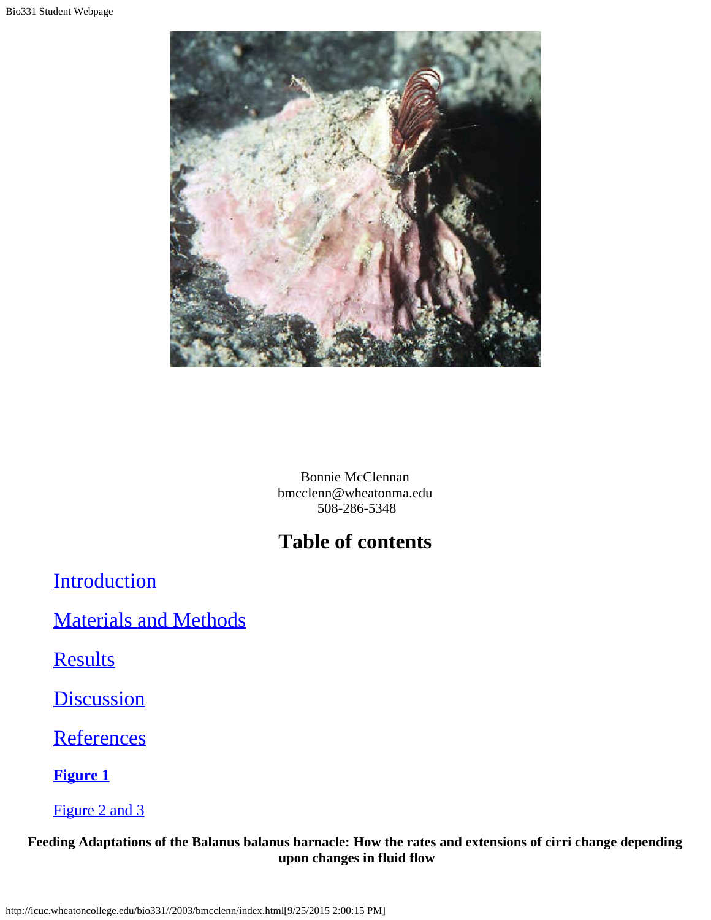Bonnie McClennan
bmcclenn@wheatonma.edu
508-286-5348

## Table of contents

Introduction

Materials and Methods

Results

Discussion

References

**Figure 1**

Figure 2 and 3

**Feeding Adaptations of the Balanus balanus barnacle: How the rates and extensions of cirri change depending upon changes in fluid flow**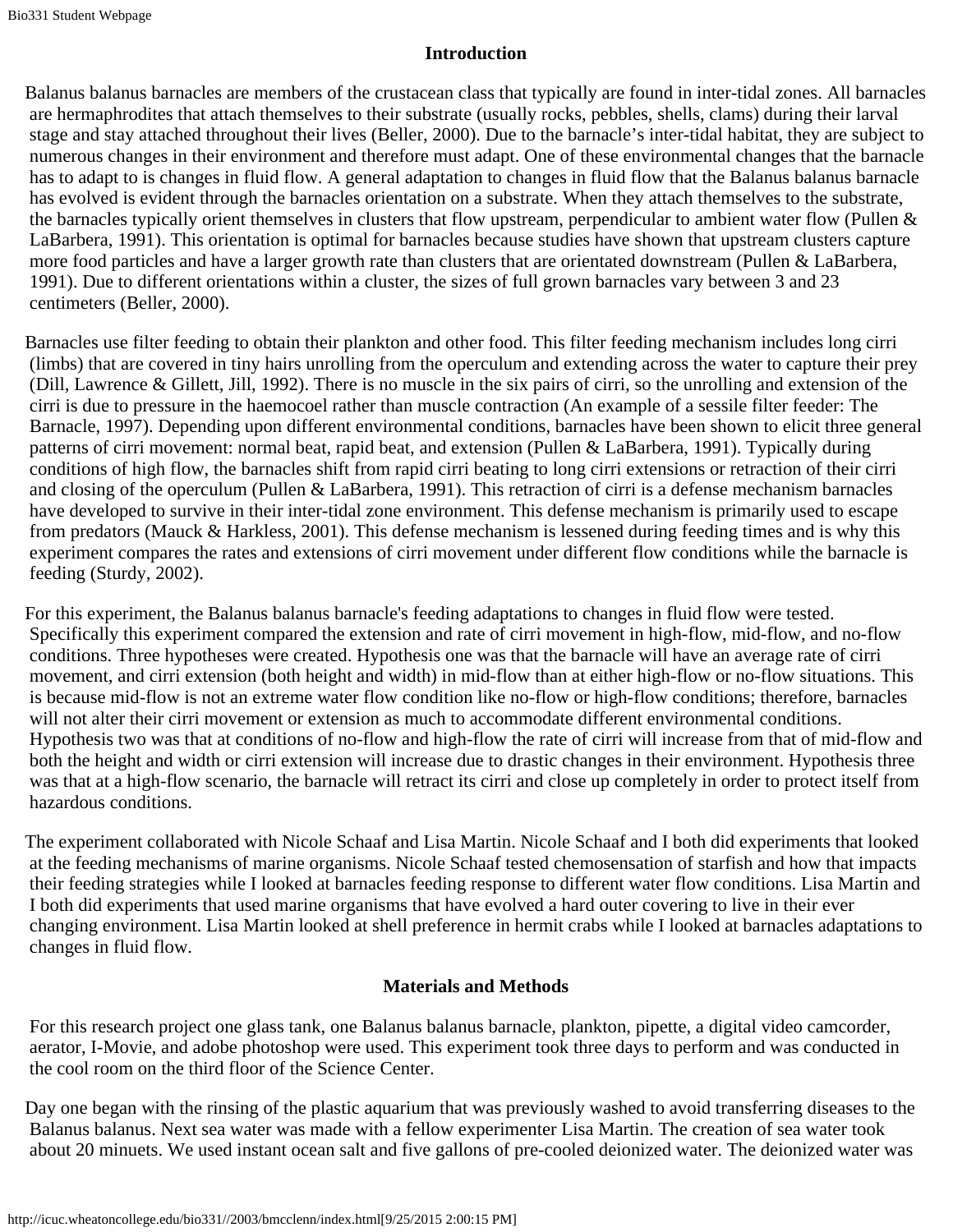## Introduction

Balanus balanus barnacles are members of the crustacean class that typically are found in inter-tidal zones. All barnacles are hermaphrodites that attach themselves to their substrate (usually rocks, pebbles, shells, clams) during their larval stage and stay attached throughout their lives (Beller, 2000). Due to the barnacle's inter-tidal habitat, they are subject to numerous changes in their environment and therefore must adapt. One of these environmental changes that the barnacle has to adapt to is changes in fluid flow. A general adaptation to changes in fluid flow that the Balanus balanus barnacle has evolved is evident through the barnacles orientation on a substrate. When they attach themselves to the substrate, the barnacles typically orient themselves in clusters that flow upstream, perpendicular to ambient water flow (Pullen & LaBarbera, 1991). This orientation is optimal for barnacles because studies have shown that upstream clusters capture more food particles and have a larger growth rate than clusters that are orientated downstream (Pullen & LaBarbera, 1991). Due to different orientations within a cluster, the sizes of full grown barnacles vary between 3 and 23 centimeters (Beller, 2000).

Barnacles use filter feeding to obtain their plankton and other food. This filter feeding mechanism includes long cirri (limbs) that are covered in tiny hairs unrolling from the operculum and extending across the water to capture their prey (Dill, Lawrence & Gillett, Jill, 1992). There is no muscle in the six pairs of cirri, so the unrolling and extension of the cirri is due to pressure in the haemocoel rather than muscle contraction (An example of a sessile filter feeder: The Barnacle, 1997). Depending upon different environmental conditions, barnacles have been shown to elicit three general patterns of cirri movement: normal beat, rapid beat, and extension (Pullen & LaBarbera, 1991). Typically during conditions of high flow, the barnacles shift from rapid cirri beating to long cirri extensions or retraction of their cirri and closing of the operculum (Pullen & LaBarbera, 1991). This retraction of cirri is a defense mechanism barnacles have developed to survive in their inter-tidal zone environment. This defense mechanism is primarily used to escape from predators (Mauck & Harkless, 2001). This defense mechanism is lessened during feeding times and is why this experiment compares the rates and extensions of cirri movement under different flow conditions while the barnacle is feeding (Sturdy, 2002).

For this experiment, the Balanus balanus barnacle's feeding adaptations to changes in fluid flow were tested. Specifically this experiment compared the extension and rate of cirri movement in high-flow, mid-flow, and no-flow conditions. Three hypotheses were created. Hypothesis one was that the barnacle will have an average rate of cirri movement, and cirri extension (both height and width) in mid-flow than at either high-flow or no-flow situations. This is because mid-flow is not an extreme water flow condition like no-flow or high-flow conditions; therefore, barnacles will not alter their cirri movement or extension as much to accommodate different environmental conditions. Hypothesis two was that at conditions of no-flow and high-flow the rate of cirri will increase from that of mid-flow and both the height and width or cirri extension will increase due to drastic changes in their environment. Hypothesis three was that at a high-flow scenario, the barnacle will retract its cirri and close up completely in order to protect itself from hazardous conditions.

The experiment collaborated with Nicole Schaaf and Lisa Martin. Nicole Schaaf and I both did experiments that looked at the feeding mechanisms of marine organisms. Nicole Schaaf tested chemosensation of starfish and how that impacts their feeding strategies while I looked at barnacles feeding response to different water flow conditions. Lisa Martin and I both did experiments that used marine organisms that have evolved a hard outer covering to live in their ever changing environment. Lisa Martin looked at shell preference in hermit crabs while I looked at barnacles adaptations to changes in fluid flow.

## Materials and Methods

For this research project one glass tank, one Balanus balanus barnacle, plankton, pipette, a digital video camcorder, aerator, I-Movie, and adobe photoshop were used. This experiment took three days to perform and was conducted in the cool room on the third floor of the Science Center.

Day one began with the rinsing of the plastic aquarium that was previously washed to avoid transferring diseases to the Balanus balanus. Next sea water was made with a fellow experimenter Lisa Martin. The creation of sea water took about 20 minuets. We used instant ocean salt and five gallons of pre-cooled deionized water. The deionized water was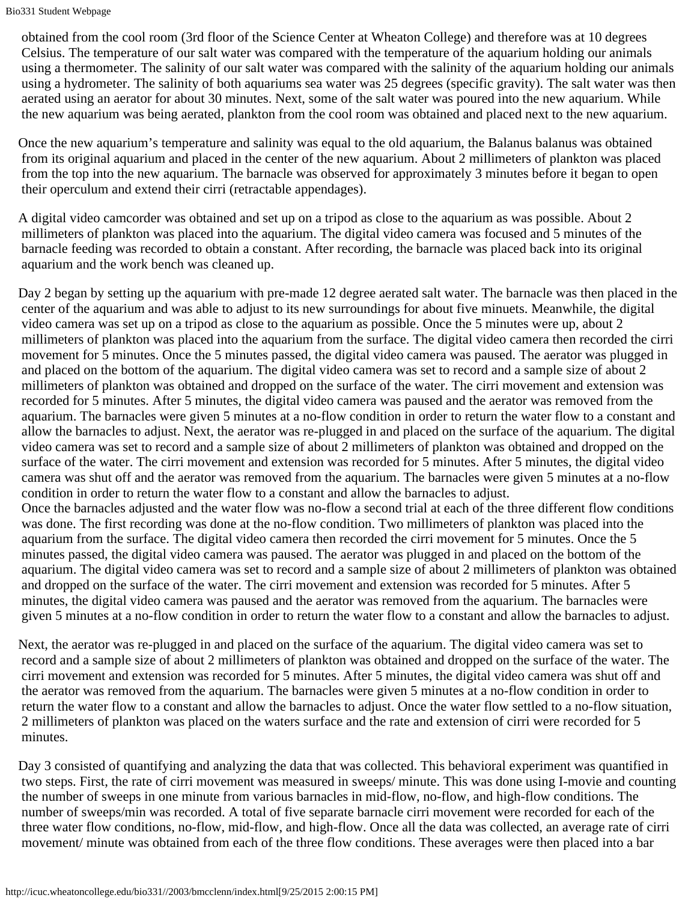obtained from the cool room (3rd floor of the Science Center at Wheaton College) and therefore was at 10 degrees Celsius. The temperature of our salt water was compared with the temperature of the aquarium holding our animals using a thermometer. The salinity of our salt water was compared with the salinity of the aquarium holding our animals using a hydrometer. The salinity of both aquariums sea water was 25 degrees (specific gravity). The salt water was then aerated using an aerator for about 30 minutes. Next, some of the salt water was poured into the new aquarium. While the new aquarium was being aerated, plankton from the cool room was obtained and placed next to the new aquarium.

Once the new aquarium's temperature and salinity was equal to the old aquarium, the Balanus balanus was obtained from its original aquarium and placed in the center of the new aquarium. About 2 millimeters of plankton was placed from the top into the new aquarium. The barnacle was observed for approximately 3 minutes before it began to open their operculum and extend their cirri (retractable appendages).

A digital video camcorder was obtained and set up on a tripod as close to the aquarium as was possible. About 2 millimeters of plankton was placed into the aquarium. The digital video camera was focused and 5 minutes of the barnacle feeding was recorded to obtain a constant. After recording, the barnacle was placed back into its original aquarium and the work bench was cleaned up.

Day 2 began by setting up the aquarium with pre-made 12 degree aerated salt water. The barnacle was then placed in the center of the aquarium and was able to adjust to its new surroundings for about five minuets. Meanwhile, the digital video camera was set up on a tripod as close to the aquarium as possible. Once the 5 minutes were up, about 2 millimeters of plankton was placed into the aquarium from the surface. The digital video camera then recorded the cirri movement for 5 minutes. Once the 5 minutes passed, the digital video camera was paused. The aerator was plugged in and placed on the bottom of the aquarium. The digital video camera was set to record and a sample size of about 2 millimeters of plankton was obtained and dropped on the surface of the water. The cirri movement and extension was recorded for 5 minutes. After 5 minutes, the digital video camera was paused and the aerator was removed from the aquarium. The barnacles were given 5 minutes at a no-flow condition in order to return the water flow to a constant and allow the barnacles to adjust. Next, the aerator was re-plugged in and placed on the surface of the aquarium. The digital video camera was set to record and a sample size of about 2 millimeters of plankton was obtained and dropped on the surface of the water. The cirri movement and extension was recorded for 5 minutes. After 5 minutes, the digital video camera was shut off and the aerator was removed from the aquarium. The barnacles were given 5 minutes at a no-flow condition in order to return the water flow to a constant and allow the barnacles to adjust.
Once the barnacles adjusted and the water flow was no-flow a second trial at each of the three different flow conditions was done. The first recording was done at the no-flow condition. Two millimeters of plankton was placed into the aquarium from the surface. The digital video camera then recorded the cirri movement for 5 minutes. Once the 5 minutes passed, the digital video camera was paused. The aerator was plugged in and placed on the bottom of the aquarium. The digital video camera was set to record and a sample size of about 2 millimeters of plankton was obtained and dropped on the surface of the water. The cirri movement and extension was recorded for 5 minutes. After 5 minutes, the digital video camera was paused and the aerator was removed from the aquarium. The barnacles were given 5 minutes at a no-flow condition in order to return the water flow to a constant and allow the barnacles to adjust.

Next, the aerator was re-plugged in and placed on the surface of the aquarium. The digital video camera was set to record and a sample size of about 2 millimeters of plankton was obtained and dropped on the surface of the water. The cirri movement and extension was recorded for 5 minutes. After 5 minutes, the digital video camera was shut off and the aerator was removed from the aquarium. The barnacles were given 5 minutes at a no-flow condition in order to return the water flow to a constant and allow the barnacles to adjust. Once the water flow settled to a no-flow situation, 2 millimeters of plankton was placed on the waters surface and the rate and extension of cirri were recorded for 5 minutes.

Day 3 consisted of quantifying and analyzing the data that was collected. This behavioral experiment was quantified in two steps. First, the rate of cirri movement was measured in sweeps/ minute. This was done using I-movie and counting the number of sweeps in one minute from various barnacles in mid-flow, no-flow, and high-flow conditions. The number of sweeps/min was recorded. A total of five separate barnacle cirri movement were recorded for each of the three water flow conditions, no-flow, mid-flow, and high-flow. Once all the data was collected, an average rate of cirri movement/ minute was obtained from each of the three flow conditions. These averages were then placed into a bar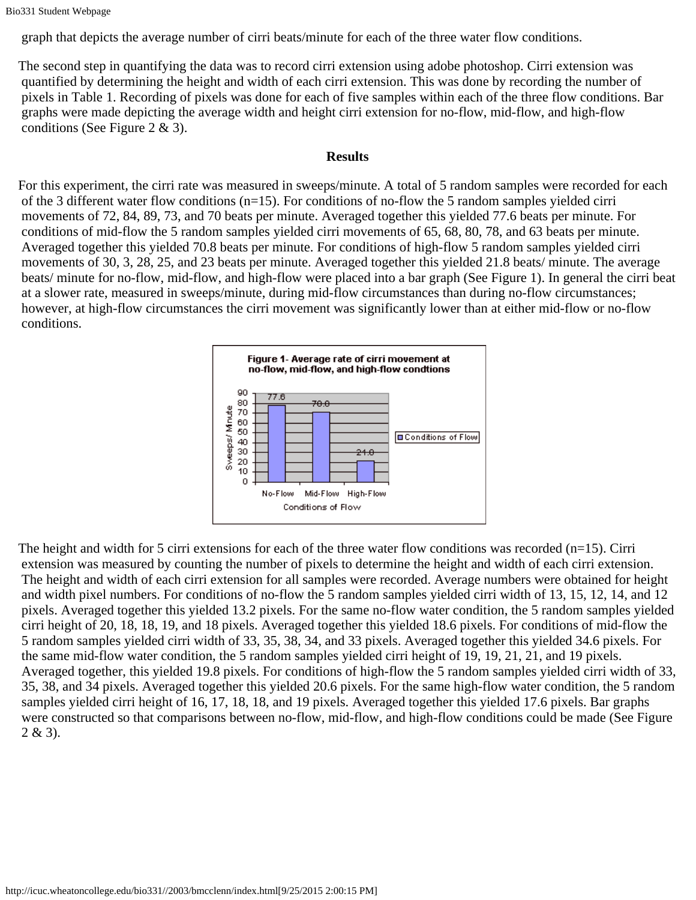graph that depicts the average number of cirri beats/minute for each of the three water flow conditions.

The second step in quantifying the data was to record cirri extension using adobe photoshop. Cirri extension was quantified by determining the height and width of each cirri extension. This was done by recording the number of pixels in Table 1. Recording of pixels was done for each of five samples within each of the three flow conditions. Bar graphs were made depicting the average width and height cirri extension for no-flow, mid-flow, and high-flow conditions (See Figure 2 & 3).

## Results

For this experiment, the cirri rate was measured in sweeps/minute. A total of 5 random samples were recorded for each of the 3 different water flow conditions (n=15). For conditions of no-flow the 5 random samples yielded cirri movements of 72, 84, 89, 73, and 70 beats per minute. Averaged together this yielded 77.6 beats per minute. For conditions of mid-flow the 5 random samples yielded cirri movements of 65, 68, 80, 78, and 63 beats per minute. Averaged together this yielded 70.8 beats per minute. For conditions of high-flow 5 random samples yielded cirri movements of 30, 3, 28, 25, and 23 beats per minute. Averaged together this yielded 21.8 beats/ minute. The average beats/ minute for no-flow, mid-flow, and high-flow were placed into a bar graph (See Figure 1). In general the cirri beat at a slower rate, measured in sweeps/minute, during mid-flow circumstances than during no-flow circumstances; however, at high-flow circumstances the cirri movement was significantly lower than at either mid-flow or no-flow conditions.

**Figure 1- Average rate of cirri movement at no-flow, mid-flow, and high-flow condtions**

| Conditions of Flow | Sweeps/ Minute |
|---|---|
| No-Flow | 77.6 |
| Mid-Flow | 70.8 |
| High-Flow | 21.8 |

The height and width for 5 cirri extensions for each of the three water flow conditions was recorded (n=15). Cirri extension was measured by counting the number of pixels to determine the height and width of each cirri extension. The height and width of each cirri extension for all samples were recorded. Average numbers were obtained for height and width pixel numbers. For conditions of no-flow the 5 random samples yielded cirri width of 13, 15, 12, 14, and 12 pixels. Averaged together this yielded 13.2 pixels. For the same no-flow water condition, the 5 random samples yielded cirri height of 20, 18, 18, 19, and 18 pixels. Averaged together this yielded 18.6 pixels. For conditions of mid-flow the 5 random samples yielded cirri width of 33, 35, 38, 34, and 33 pixels. Averaged together this yielded 34.6 pixels. For the same mid-flow water condition, the 5 random samples yielded cirri height of 19, 19, 21, 21, and 19 pixels. Averaged together, this yielded 19.8 pixels. For conditions of high-flow the 5 random samples yielded cirri width of 33, 35, 38, and 34 pixels. Averaged together this yielded 20.6 pixels. For the same high-flow water condition, the 5 random samples yielded cirri height of 16, 17, 18, 18, and 19 pixels. Averaged together this yielded 17.6 pixels. Bar graphs were constructed so that comparisons between no-flow, mid-flow, and high-flow conditions could be made (See Figure 2 & 3).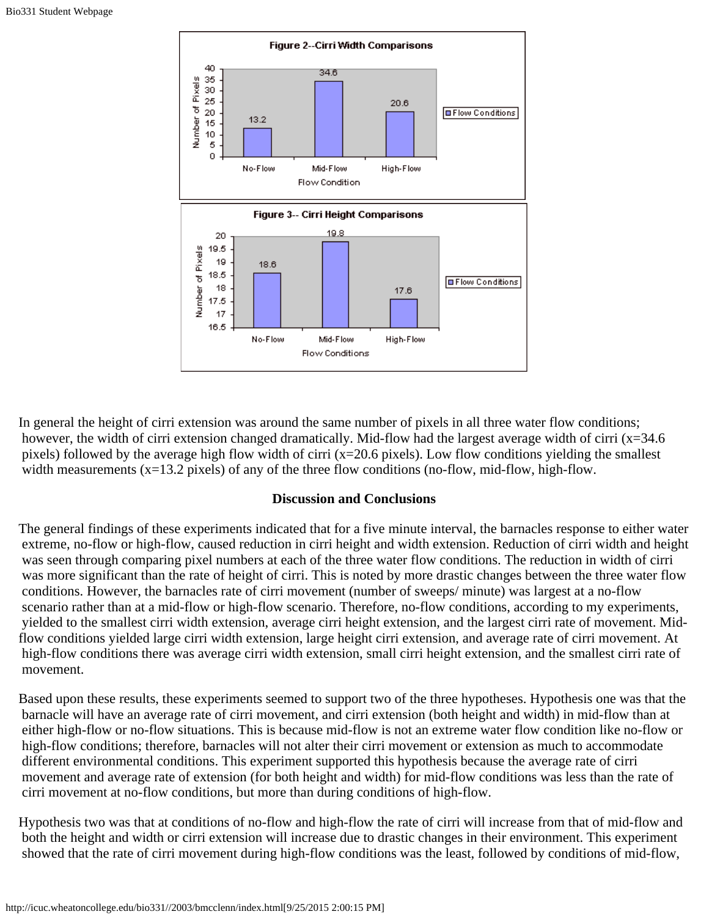**Figure 2--Cirri Width Comparisons**

**Figure 3-- Cirri Height Comparisons**

In general the height of cirri extension was around the same number of pixels in all three water flow conditions; however, the width of cirri extension changed dramatically. Mid-flow had the largest average width of cirri (x=34.6 pixels) followed by the average high flow width of cirri (x=20.6 pixels). Low flow conditions yielding the smallest width measurements (x=13.2 pixels) of any of the three flow conditions (no-flow, mid-flow, high-flow.

**Discussion and Conclusions**

The general findings of these experiments indicated that for a five minute interval, the barnacles response to either water extreme, no-flow or high-flow, caused reduction in cirri height and width extension. Reduction of cirri width and height was seen through comparing pixel numbers at each of the three water flow conditions. The reduction in width of cirri was more significant than the rate of height of cirri. This is noted by more drastic changes between the three water flow conditions. However, the barnacles rate of cirri movement (number of sweeps/ minute) was largest at a no-flow scenario rather than at a mid-flow or high-flow scenario. Therefore, no-flow conditions, according to my experiments, yielded to the smallest cirri width extension, average cirri height extension, and the largest cirri rate of movement. Mid-flow conditions yielded large cirri width extension, large height cirri extension, and average rate of cirri movement. At high-flow conditions there was average cirri width extension, small cirri height extension, and the smallest cirri rate of movement.

Based upon these results, these experiments seemed to support two of the three hypotheses. Hypothesis one was that the barnacle will have an average rate of cirri movement, and cirri extension (both height and width) in mid-flow than at either high-flow or no-flow situations. This is because mid-flow is not an extreme water flow condition like no-flow or high-flow conditions; therefore, barnacles will not alter their cirri movement or extension as much to accommodate different environmental conditions. This experiment supported this hypothesis because the average rate of cirri movement and average rate of extension (for both height and width) for mid-flow conditions was less than the rate of cirri movement at no-flow conditions, but more than during conditions of high-flow.

Hypothesis two was that at conditions of no-flow and high-flow the rate of cirri will increase from that of mid-flow and both the height and width or cirri extension will increase due to drastic changes in their environment. This experiment showed that the rate of cirri movement during high-flow conditions was the least, followed by conditions of mid-flow,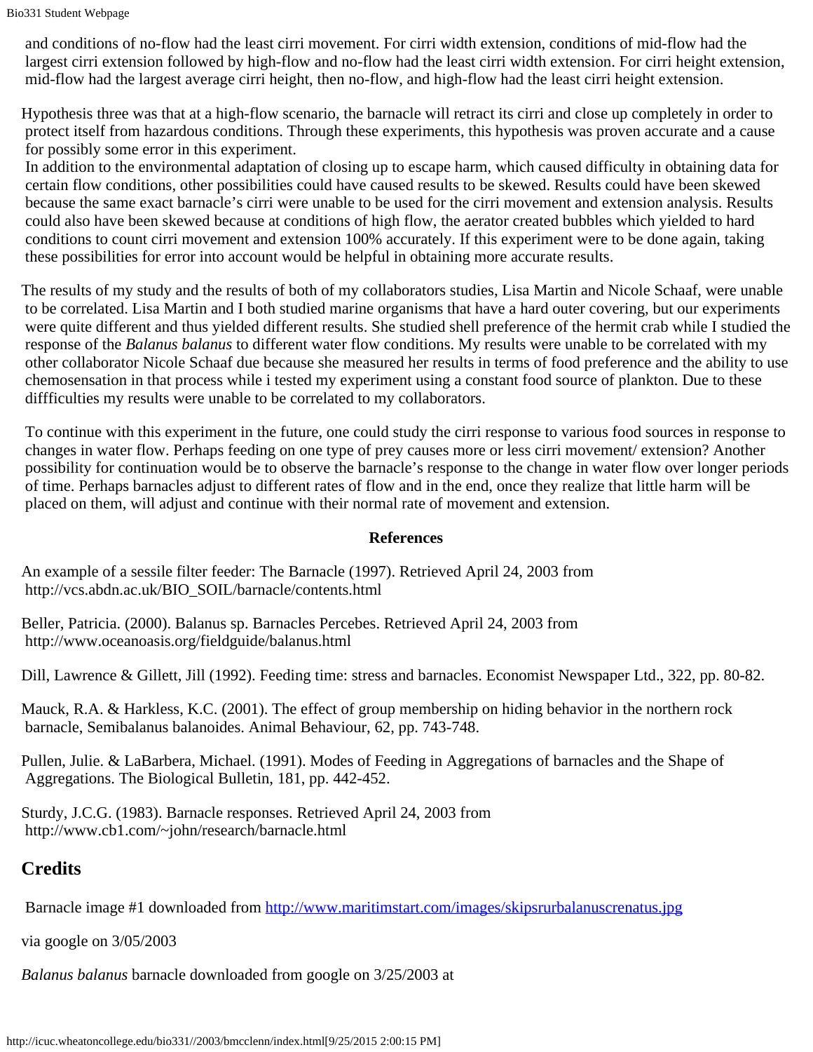and conditions of no-flow had the least cirri movement. For cirri width extension, conditions of mid-flow had the largest cirri extension followed by high-flow and no-flow had the least cirri width extension. For cirri height extension, mid-flow had the largest average cirri height, then no-flow, and high-flow had the least cirri height extension.

Hypothesis three was that at a high-flow scenario, the barnacle will retract its cirri and close up completely in order to protect itself from hazardous conditions. Through these experiments, this hypothesis was proven accurate and a cause for possibly some error in this experiment.
In addition to the environmental adaptation of closing up to escape harm, which caused difficulty in obtaining data for certain flow conditions, other possibilities could have caused results to be skewed. Results could have been skewed because the same exact barnacle's cirri were unable to be used for the cirri movement and extension analysis. Results could also have been skewed because at conditions of high flow, the aerator created bubbles which yielded to hard conditions to count cirri movement and extension 100% accurately. If this experiment were to be done again, taking these possibilities for error into account would be helpful in obtaining more accurate results.

The results of my study and the results of both of my collaborators studies, Lisa Martin and Nicole Schaaf, were unable to be correlated. Lisa Martin and I both studied marine organisms that have a hard outer covering, but our experiments were quite different and thus yielded different results. She studied shell preference of the hermit crab while I studied the response of the *Balanus balanus* to different water flow conditions. My results were unable to be correlated with my other collaborator Nicole Schaaf due because she measured her results in terms of food preference and the ability to use chemosensation in that process while i tested my experiment using a constant food source of plankton. Due to these diffficulties my results were unable to be correlated to my collaborators.

To continue with this experiment in the future, one could study the cirri response to various food sources in response to changes in water flow. Perhaps feeding on one type of prey causes more or less cirri movement/ extension? Another possibility for continuation would be to observe the barnacle's response to the change in water flow over longer periods of time. Perhaps barnacles adjust to different rates of flow and in the end, once they realize that little harm will be placed on them, will adjust and continue with their normal rate of movement and extension.

**References**

An example of a sessile filter feeder: The Barnacle (1997). Retrieved April 24, 2003 from http://vcs.abdn.ac.uk/BIO_SOIL/barnacle/contents.html

Beller, Patricia. (2000). Balanus sp. Barnacles Percebes. Retrieved April 24, 2003 from http://www.oceanoasis.org/fieldguide/balanus.html

Dill, Lawrence & Gillett, Jill (1992). Feeding time: stress and barnacles. Economist Newspaper Ltd., 322, pp. 80-82.

Mauck, R.A. & Harkless, K.C. (2001). The effect of group membership on hiding behavior in the northern rock barnacle, Semibalanus balanoides. Animal Behaviour, 62, pp. 743-748.

Pullen, Julie. & LaBarbera, Michael. (1991). Modes of Feeding in Aggregations of barnacles and the Shape of Aggregations. The Biological Bulletin, 181, pp. 442-452.

Sturdy, J.C.G. (1983). Barnacle responses. Retrieved April 24, 2003 from http://www.cb1.com/~john/research/barnacle.html

## Credits

Barnacle image #1 downloaded from [http://www.maritimstart.com/images/skipsrurbalanuscrenatus.jpg](http://www.maritimstart.com/images/skipsrurbalanuscrenatus.jpg)

via google on 3/05/2003

*Balanus balanus* barnacle downloaded from google on 3/25/2003 at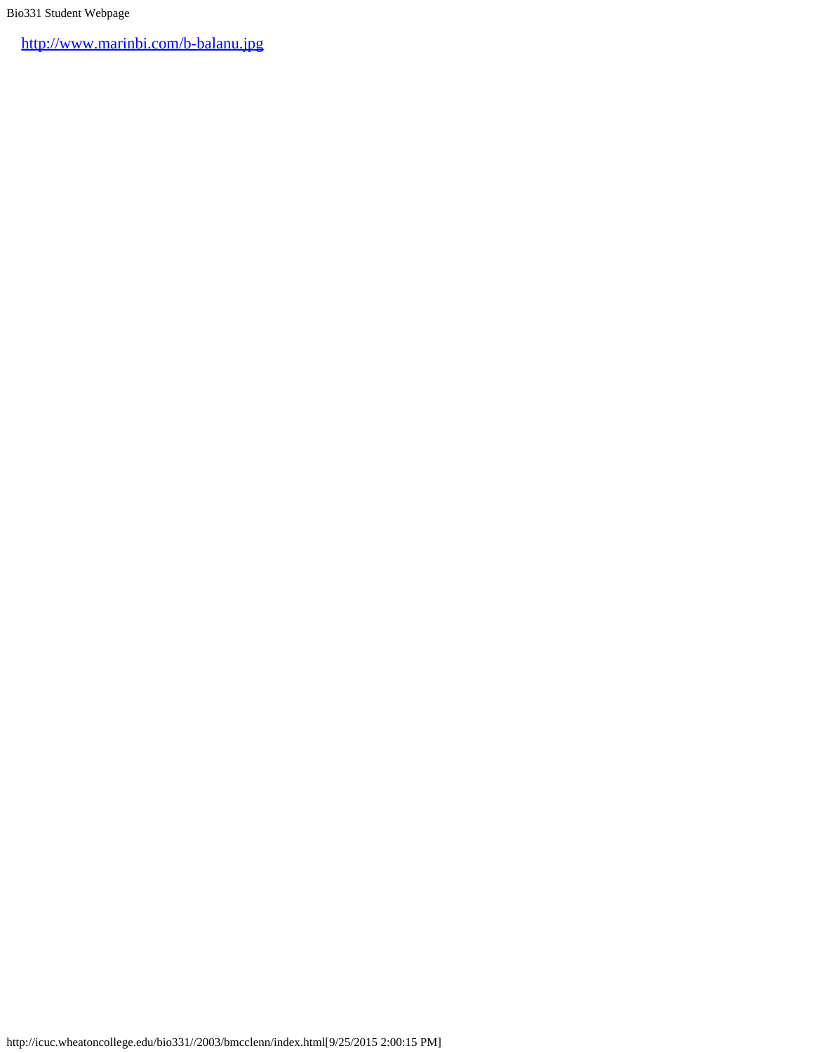http://www.marinbi.com/b-balanu.jpg